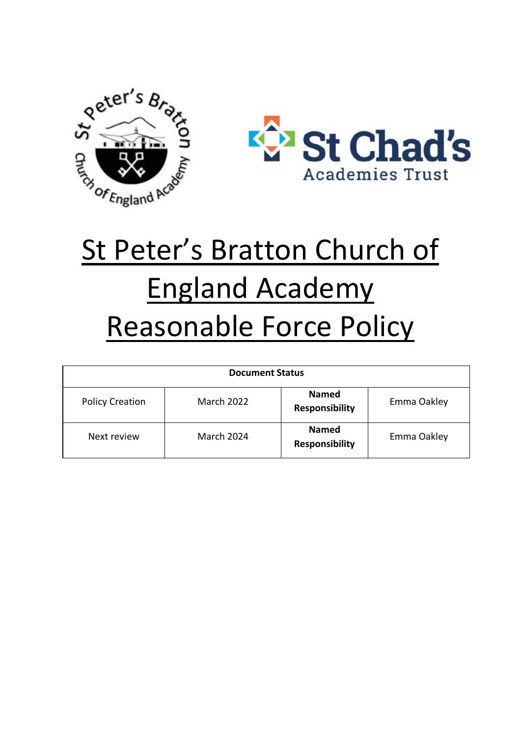# St Peter's Bratton Church of England Academy Reasonable Force Policy

| Document Status | | | |
|---|---|---|---|
| Policy Creation | March 2022 | **Named Responsibility** | Emma Oakley |
| Next review | March 2024 | **Named Responsibility** | Emma Oakley |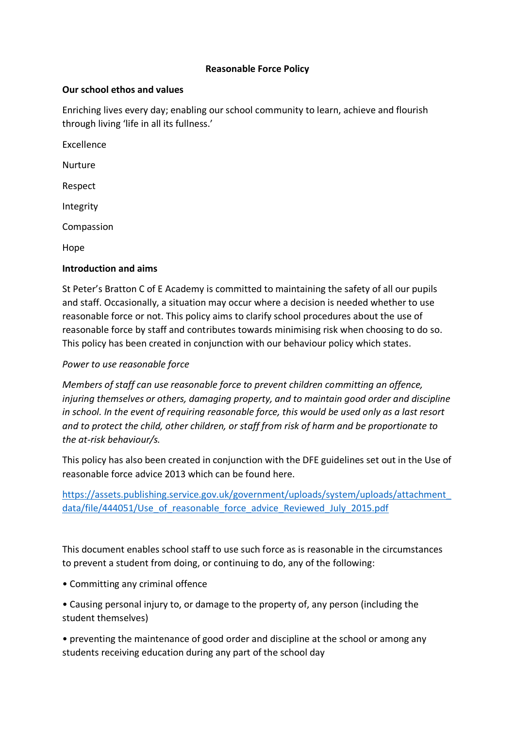# Reasonable Force Policy

**Our school ethos and values**

Enriching lives every day; enabling our school community to learn, achieve and flourish through living 'life in all its fullness.'

Excellence

Nurture

Respect

Integrity

Compassion

Hope

**Introduction and aims**

St Peter's Bratton C of E Academy is committed to maintaining the safety of all our pupils and staff. Occasionally, a situation may occur where a decision is needed whether to use reasonable force or not. This policy aims to clarify school procedures about the use of reasonable force by staff and contributes towards minimising risk when choosing to do so. This policy has been created in conjunction with our behaviour policy which states.

*Power to use reasonable force*

*Members of staff can use reasonable force to prevent children committing an offence, injuring themselves or others, damaging property, and to maintain good order and discipline in school. In the event of requiring reasonable force, this would be used only as a last resort and to protect the child, other children, or staff from risk of harm and be proportionate to the at-risk behaviour/s.*

This policy has also been created in conjunction with the DFE guidelines set out in the Use of reasonable force advice 2013 which can be found here.

[https://assets.publishing.service.gov.uk/government/uploads/system/uploads/attachment_data/file/444051/Use_of_reasonable_force_advice_Reviewed_July_2015.pdf](https://assets.publishing.service.gov.uk/government/uploads/system/uploads/attachment_data/file/444051/Use_of_reasonable_force_advice_Reviewed_July_2015.pdf)

This document enables school staff to use such force as is reasonable in the circumstances to prevent a student from doing, or continuing to do, any of the following:

- Committing any criminal offence
- Causing personal injury to, or damage to the property of, any person (including the student themselves)
- preventing the maintenance of good order and discipline at the school or among any students receiving education during any part of the school day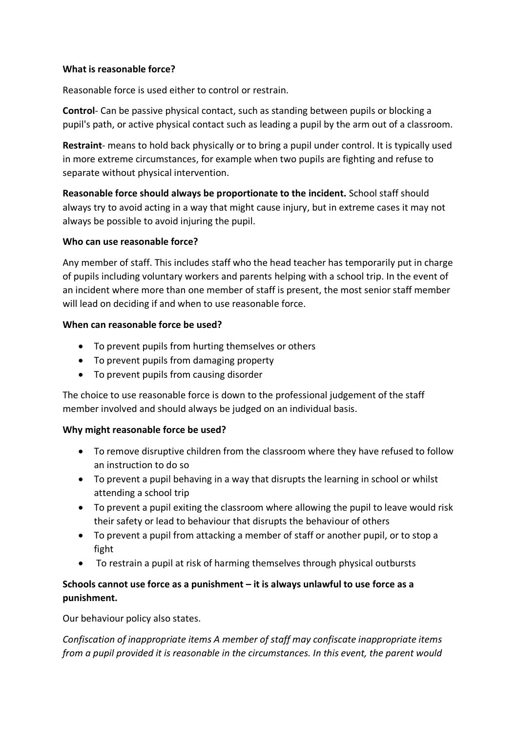**What is reasonable force?**

Reasonable force is used either to control or restrain.

**Control**- Can be passive physical contact, such as standing between pupils or blocking a pupil's path, or active physical contact such as leading a pupil by the arm out of a classroom.

**Restraint**- means to hold back physically or to bring a pupil under control. It is typically used in more extreme circumstances, for example when two pupils are fighting and refuse to separate without physical intervention.

**Reasonable force should always be proportionate to the incident.** School staff should always try to avoid acting in a way that might cause injury, but in extreme cases it may not always be possible to avoid injuring the pupil.

**Who can use reasonable force?**

Any member of staff. This includes staff who the head teacher has temporarily put in charge of pupils including voluntary workers and parents helping with a school trip. In the event of an incident where more than one member of staff is present, the most senior staff member will lead on deciding if and when to use reasonable force.

**When can reasonable force be used?**

- To prevent pupils from hurting themselves or others
- To prevent pupils from damaging property
- To prevent pupils from causing disorder

The choice to use reasonable force is down to the professional judgement of the staff member involved and should always be judged on an individual basis.

**Why might reasonable force be used?**

- To remove disruptive children from the classroom where they have refused to follow an instruction to do so
- To prevent a pupil behaving in a way that disrupts the learning in school or whilst attending a school trip
- To prevent a pupil exiting the classroom where allowing the pupil to leave would risk their safety or lead to behaviour that disrupts the behaviour of others
- To prevent a pupil from attacking a member of staff or another pupil, or to stop a fight
- To restrain a pupil at risk of harming themselves through physical outbursts

**Schools cannot use force as a punishment – it is always unlawful to use force as a punishment.**

Our behaviour policy also states.

*Confiscation of inappropriate items A member of staff may confiscate inappropriate items from a pupil provided it is reasonable in the circumstances. In this event, the parent would*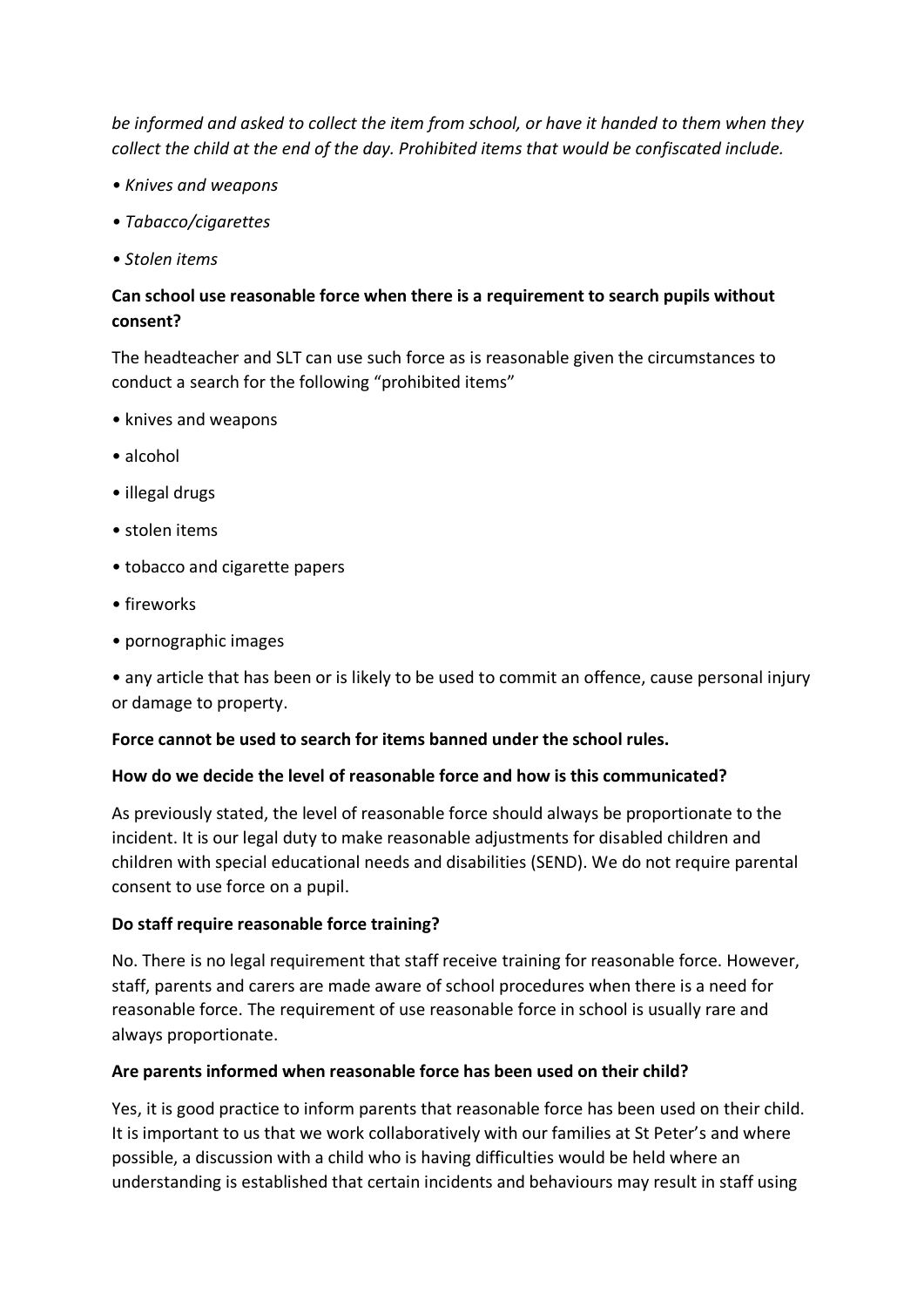*be informed and asked to collect the item from school, or have it handed to them when they collect the child at the end of the day. Prohibited items that would be confiscated include.*

- *Knives and weapons*
- *Tabacco/cigarettes*
- *Stolen items*

**Can school use reasonable force when there is a requirement to search pupils without consent?**

The headteacher and SLT can use such force as is reasonable given the circumstances to conduct a search for the following "prohibited items"

- knives and weapons
- alcohol
- illegal drugs
- stolen items
- tobacco and cigarette papers
- fireworks
- pornographic images
- any article that has been or is likely to be used to commit an offence, cause personal injury or damage to property.

**Force cannot be used to search for items banned under the school rules.**

**How do we decide the level of reasonable force and how is this communicated?**

As previously stated, the level of reasonable force should always be proportionate to the incident. It is our legal duty to make reasonable adjustments for disabled children and children with special educational needs and disabilities (SEND). We do not require parental consent to use force on a pupil.

**Do staff require reasonable force training?**

No. There is no legal requirement that staff receive training for reasonable force. However, staff, parents and carers are made aware of school procedures when there is a need for reasonable force. The requirement of use reasonable force in school is usually rare and always proportionate.

**Are parents informed when reasonable force has been used on their child?**

Yes, it is good practice to inform parents that reasonable force has been used on their child. It is important to us that we work collaboratively with our families at St Peter's and where possible, a discussion with a child who is having difficulties would be held where an understanding is established that certain incidents and behaviours may result in staff using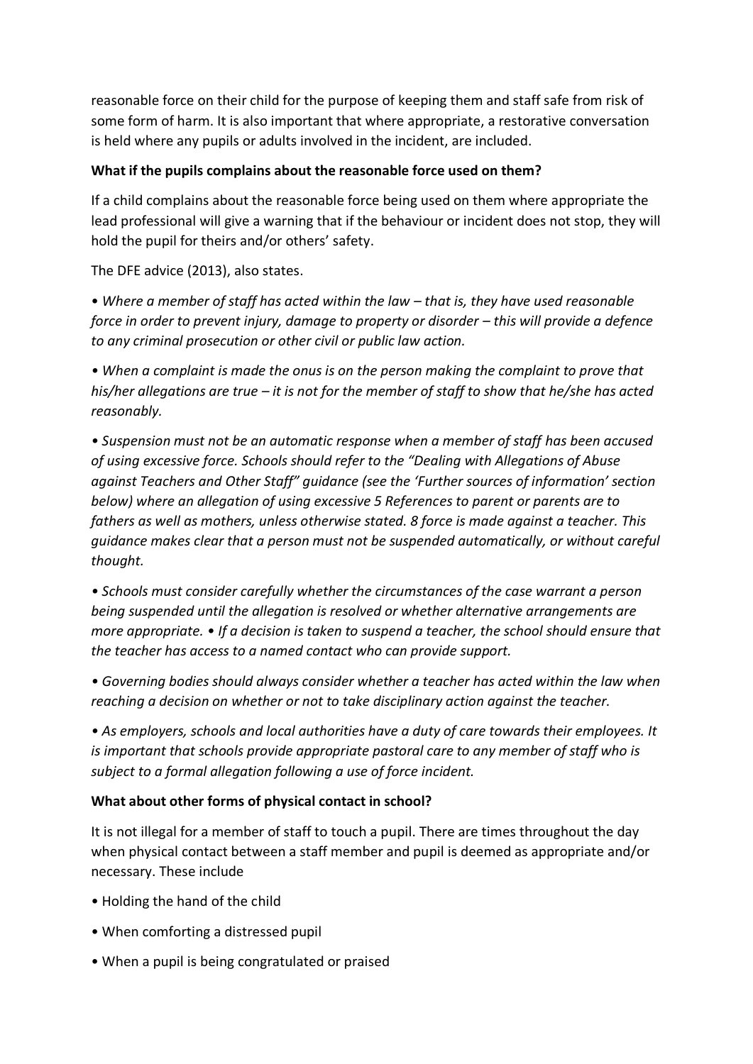reasonable force on their child for the purpose of keeping them and staff safe from risk of some form of harm. It is also important that where appropriate, a restorative conversation is held where any pupils or adults involved in the incident, are included.

**What if the pupils complains about the reasonable force used on them?**

If a child complains about the reasonable force being used on them where appropriate the lead professional will give a warning that if the behaviour or incident does not stop, they will hold the pupil for theirs and/or others' safety.

The DFE advice (2013), also states.

• *Where a member of staff has acted within the law – that is, they have used reasonable force in order to prevent injury, damage to property or disorder – this will provide a defence to any criminal prosecution or other civil or public law action.*

• *When a complaint is made the onus is on the person making the complaint to prove that his/her allegations are true – it is not for the member of staff to show that he/she has acted reasonably.*

• *Suspension must not be an automatic response when a member of staff has been accused of using excessive force. Schools should refer to the "Dealing with Allegations of Abuse against Teachers and Other Staff" guidance (see the 'Further sources of information' section below) where an allegation of using excessive 5 References to parent or parents are to fathers as well as mothers, unless otherwise stated. 8 force is made against a teacher. This guidance makes clear that a person must not be suspended automatically, or without careful thought.*

• *Schools must consider carefully whether the circumstances of the case warrant a person being suspended until the allegation is resolved or whether alternative arrangements are more appropriate. • If a decision is taken to suspend a teacher, the school should ensure that the teacher has access to a named contact who can provide support.*

• *Governing bodies should always consider whether a teacher has acted within the law when reaching a decision on whether or not to take disciplinary action against the teacher.*

• *As employers, schools and local authorities have a duty of care towards their employees. It is important that schools provide appropriate pastoral care to any member of staff who is subject to a formal allegation following a use of force incident.*

**What about other forms of physical contact in school?**

It is not illegal for a member of staff to touch a pupil. There are times throughout the day when physical contact between a staff member and pupil is deemed as appropriate and/or necessary. These include

• Holding the hand of the child

• When comforting a distressed pupil

• When a pupil is being congratulated or praised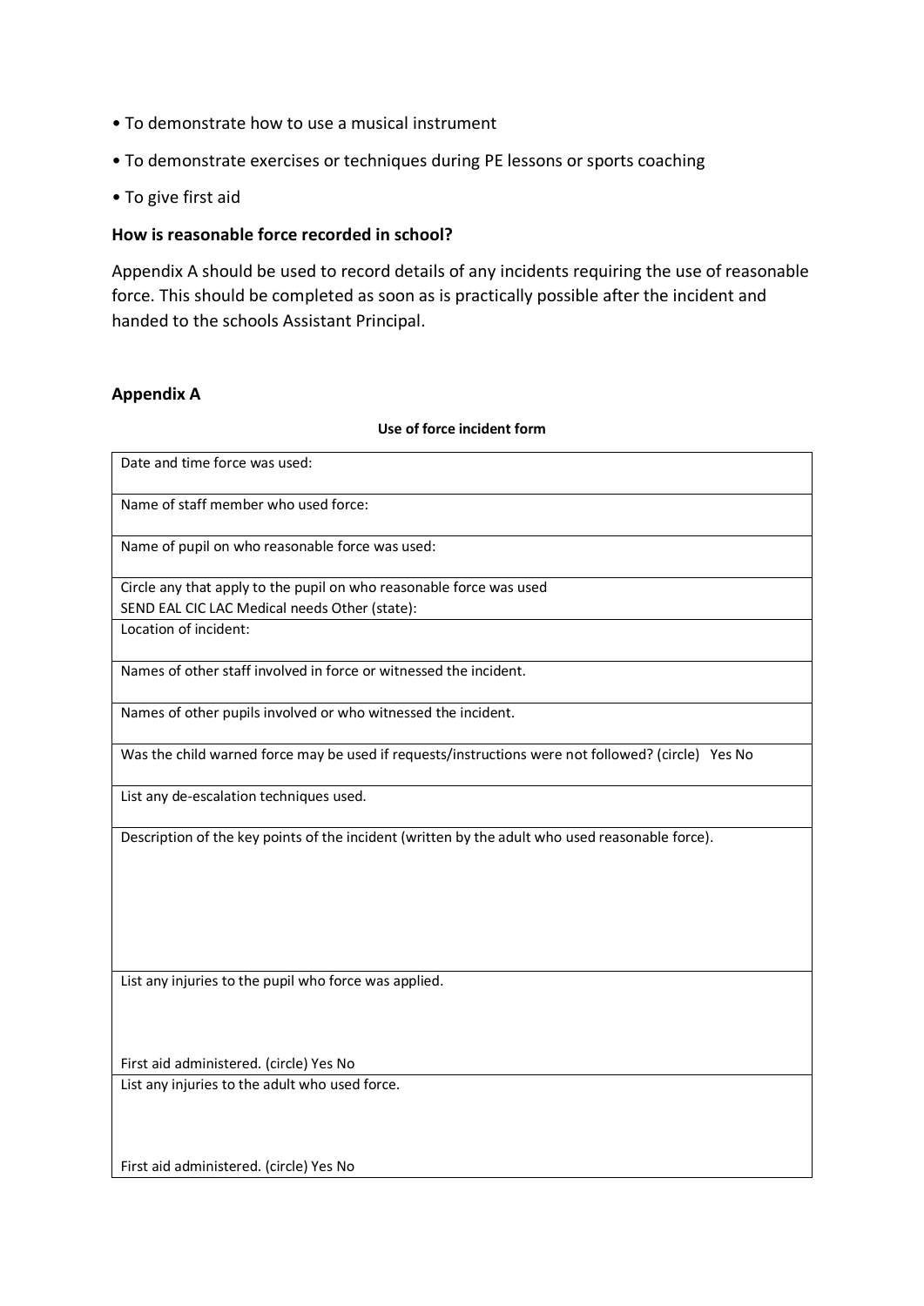- To demonstrate how to use a musical instrument
- To demonstrate exercises or techniques during PE lessons or sports coaching
- To give first aid

**How is reasonable force recorded in school?**

Appendix A should be used to record details of any incidents requiring the use of reasonable force. This should be completed as soon as is practically possible after the incident and handed to the schools Assistant Principal.

**Appendix A**

**Use of force incident form**

| Date and time force was used: |
|---|
| Name of staff member who used force: |
| Name of pupil on who reasonable force was used: |
| Circle any that apply to the pupil on who reasonable force was used<br>SEND EAL CIC LAC Medical needs Other (state): |
| Location of incident: |
| Names of other staff involved in force or witnessed the incident. |
| Names of other pupils involved or who witnessed the incident. |
| Was the child warned force may be used if requests/instructions were not followed? (circle) Yes No |
| List any de-escalation techniques used. |
| Description of the key points of the incident (written by the adult who used reasonable force). |
| List any injuries to the pupil who force was applied.<br><br>First aid administered. (circle) Yes No |
| List any injuries to the adult who used force.<br><br>First aid administered. (circle) Yes No |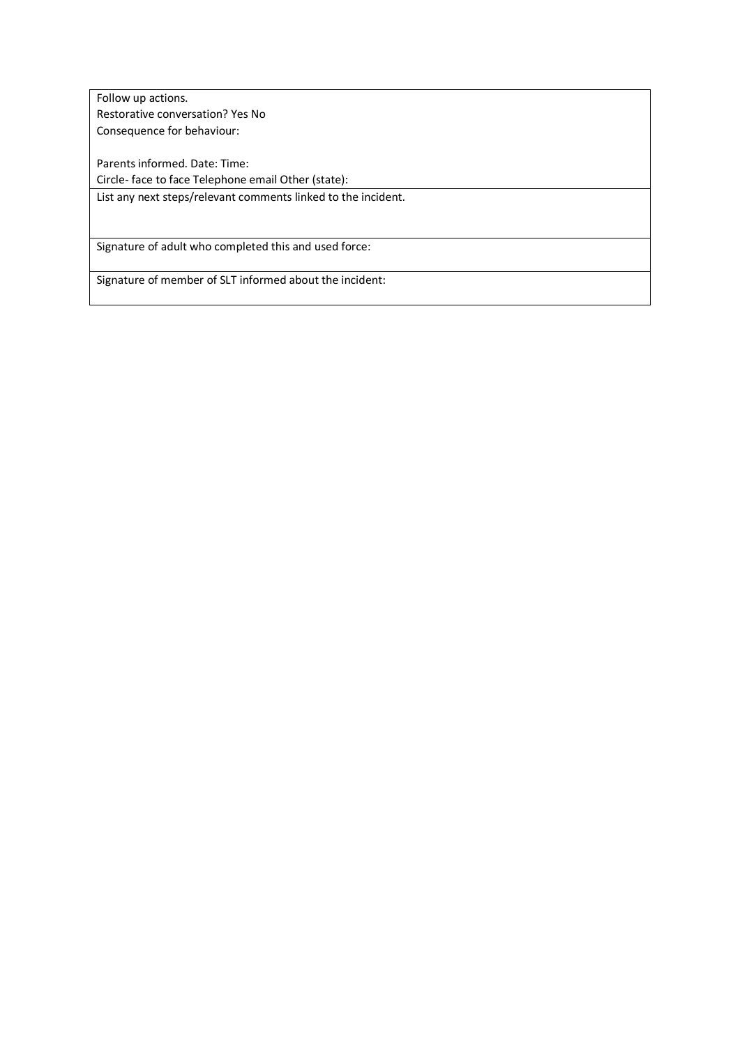| |
|---|
| Follow up actions.<br>Restorative conversation? Yes No<br>Consequence for behaviour:<br><br>Parents informed. Date: Time:<br>Circle- face to face Telephone email Other (state): |
| List any next steps/relevant comments linked to the incident. |
| Signature of adult who completed this and used force: |
| Signature of member of SLT informed about the incident: |